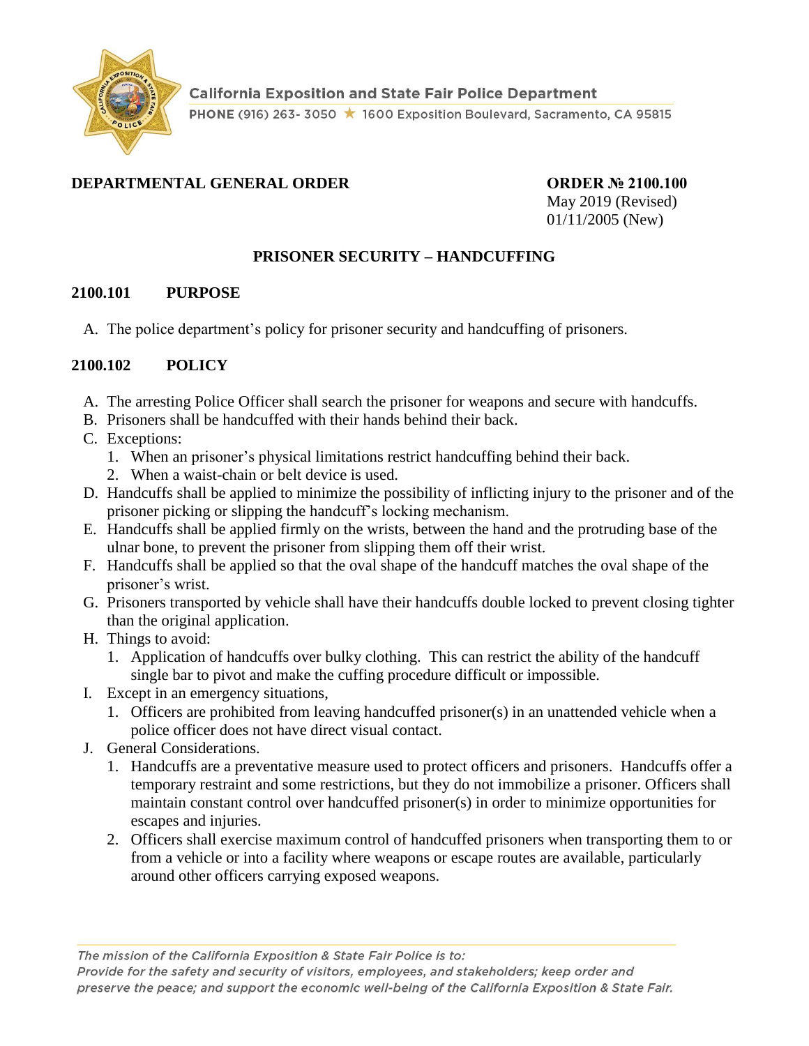California Exposition and State Fair Police Department

PHONE (916) 263- 3050 ★ 1600 Exposition Boulevard, Sacramento, CA 95815

**DEPARTMENTAL GENERAL ORDER**

**ORDER № 2100.100**
May 2019 (Revised)
01/11/2005 (New)

## PRISONER SECURITY – HANDCUFFING

### 2100.101 PURPOSE

A. The police department's policy for prisoner security and handcuffing of prisoners.

### 2100.102 POLICY

A. The arresting Police Officer shall search the prisoner for weapons and secure with handcuffs.
B. Prisoners shall be handcuffed with their hands behind their back.
C. Exceptions:
   1. When an prisoner's physical limitations restrict handcuffing behind their back.
   2. When a waist-chain or belt device is used.
D. Handcuffs shall be applied to minimize the possibility of inflicting injury to the prisoner and of the prisoner picking or slipping the handcuff's locking mechanism.
E. Handcuffs shall be applied firmly on the wrists, between the hand and the protruding base of the ulnar bone, to prevent the prisoner from slipping them off their wrist.
F. Handcuffs shall be applied so that the oval shape of the handcuff matches the oval shape of the prisoner's wrist.
G. Prisoners transported by vehicle shall have their handcuffs double locked to prevent closing tighter than the original application.
H. Things to avoid:
   1. Application of handcuffs over bulky clothing. This can restrict the ability of the handcuff single bar to pivot and make the cuffing procedure difficult or impossible.
I. Except in an emergency situations,
   1. Officers are prohibited from leaving handcuffed prisoner(s) in an unattended vehicle when a police officer does not have direct visual contact.
J. General Considerations.
   1. Handcuffs are a preventative measure used to protect officers and prisoners. Handcuffs offer a temporary restraint and some restrictions, but they do not immobilize a prisoner. Officers shall maintain constant control over handcuffed prisoner(s) in order to minimize opportunities for escapes and injuries.
   2. Officers shall exercise maximum control of handcuffed prisoners when transporting them to or from a vehicle or into a facility where weapons or escape routes are available, particularly around other officers carrying exposed weapons.

*The mission of the California Exposition & State Fair Police is to:*
*Provide for the safety and security of visitors, employees, and stakeholders; keep order and preserve the peace; and support the economic well-being of the California Exposition & State Fair.*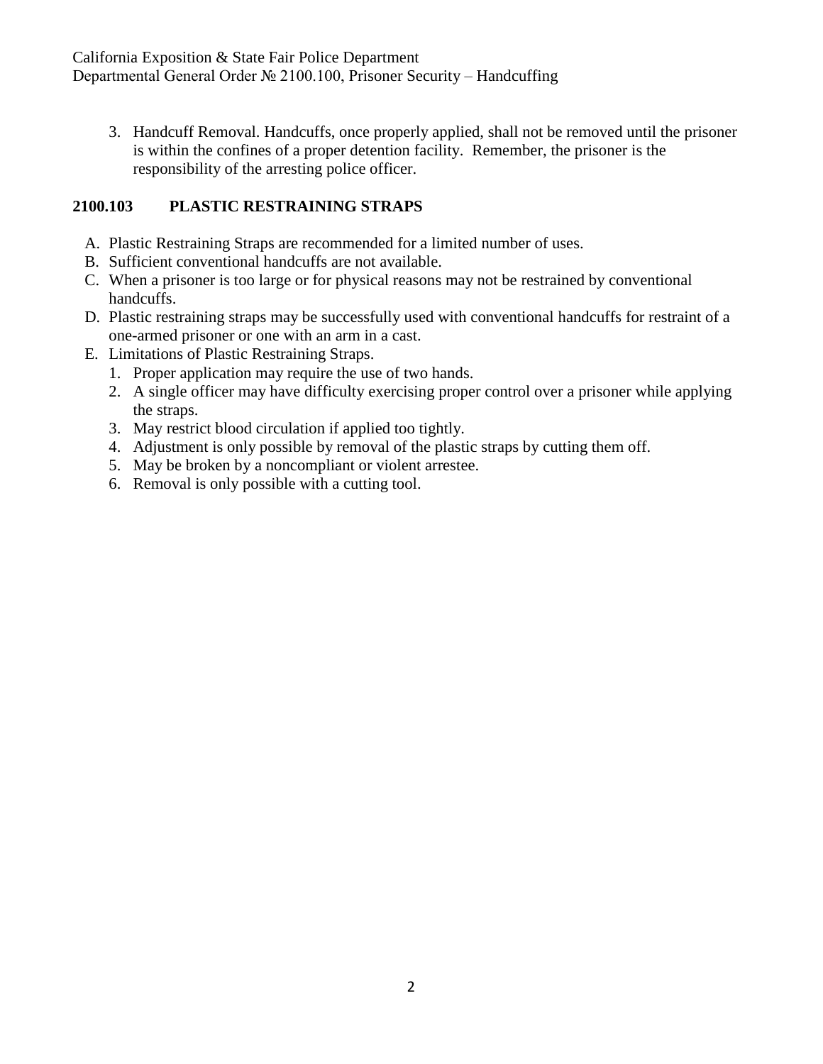3. Handcuff Removal. Handcuffs, once properly applied, shall not be removed until the prisoner is within the confines of a proper detention facility. Remember, the prisoner is the responsibility of the arresting police officer.

## 2100.103 PLASTIC RESTRAINING STRAPS

A. Plastic Restraining Straps are recommended for a limited number of uses.
B. Sufficient conventional handcuffs are not available.
C. When a prisoner is too large or for physical reasons may not be restrained by conventional handcuffs.
D. Plastic restraining straps may be successfully used with conventional handcuffs for restraint of a one-armed prisoner or one with an arm in a cast.
E. Limitations of Plastic Restraining Straps.
   1. Proper application may require the use of two hands.
   2. A single officer may have difficulty exercising proper control over a prisoner while applying the straps.
   3. May restrict blood circulation if applied too tightly.
   4. Adjustment is only possible by removal of the plastic straps by cutting them off.
   5. May be broken by a noncompliant or violent arrestee.
   6. Removal is only possible with a cutting tool.